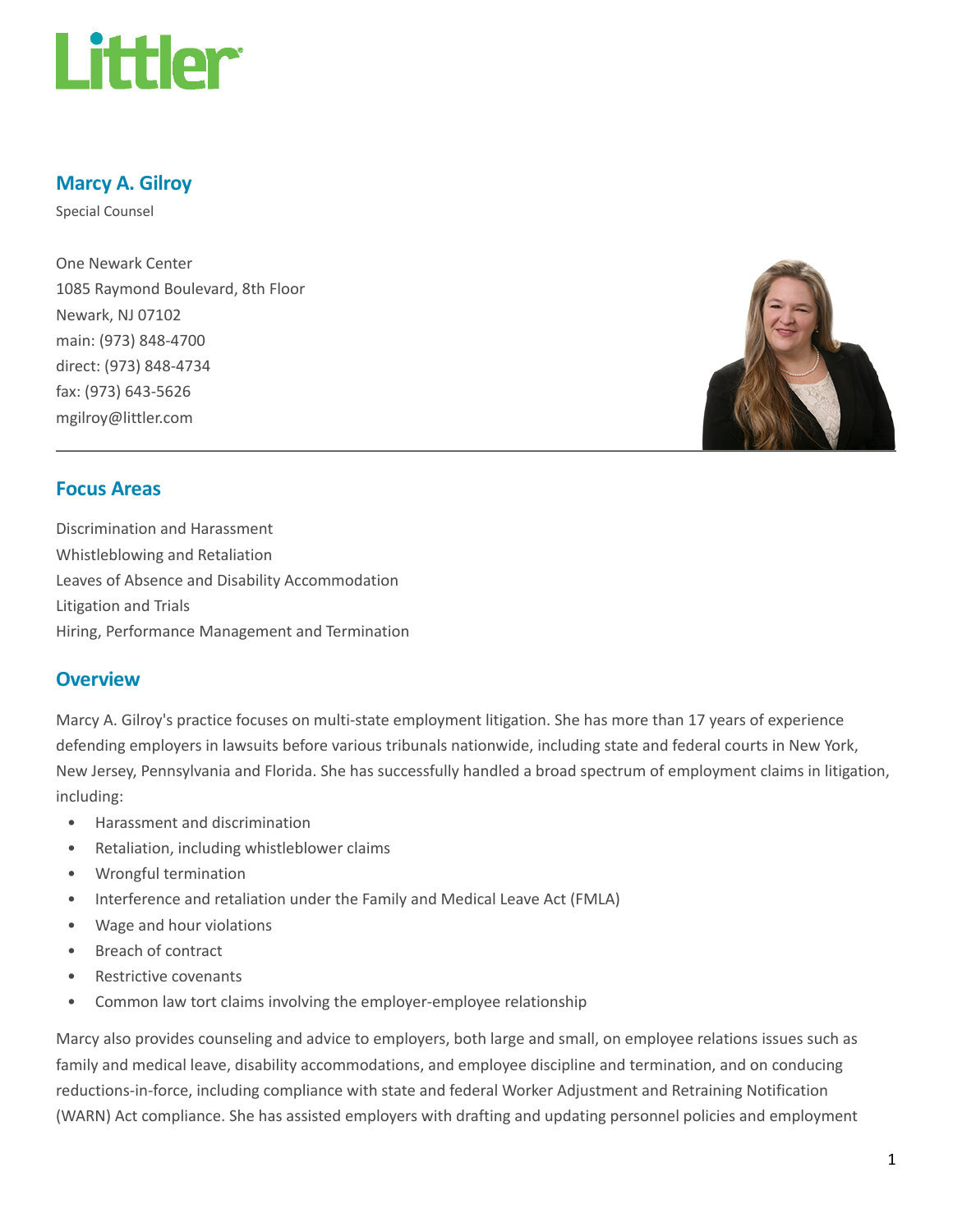# Marcy A. Gilroy

Special Counsel

One Newark Center
1085 Raymond Boulevard, 8th Floor
Newark, NJ 07102
main: (973) 848-4700
direct: (973) 848-4734
fax: (973) 643-5626
mgilroy@littler.com

## Focus Areas

Discrimination and Harassment
Whistleblowing and Retaliation
Leaves of Absence and Disability Accommodation
Litigation and Trials
Hiring, Performance Management and Termination

## Overview

Marcy A. Gilroy's practice focuses on multi-state employment litigation. She has more than 17 years of experience defending employers in lawsuits before various tribunals nationwide, including state and federal courts in New York, New Jersey, Pennsylvania and Florida. She has successfully handled a broad spectrum of employment claims in litigation, including:

- Harassment and discrimination
- Retaliation, including whistleblower claims
- Wrongful termination
- Interference and retaliation under the Family and Medical Leave Act (FMLA)
- Wage and hour violations
- Breach of contract
- Restrictive covenants
- Common law tort claims involving the employer-employee relationship

Marcy also provides counseling and advice to employers, both large and small, on employee relations issues such as family and medical leave, disability accommodations, and employee discipline and termination, and on conducing reductions-in-force, including compliance with state and federal Worker Adjustment and Retraining Notification (WARN) Act compliance. She has assisted employers with drafting and updating personnel policies and employment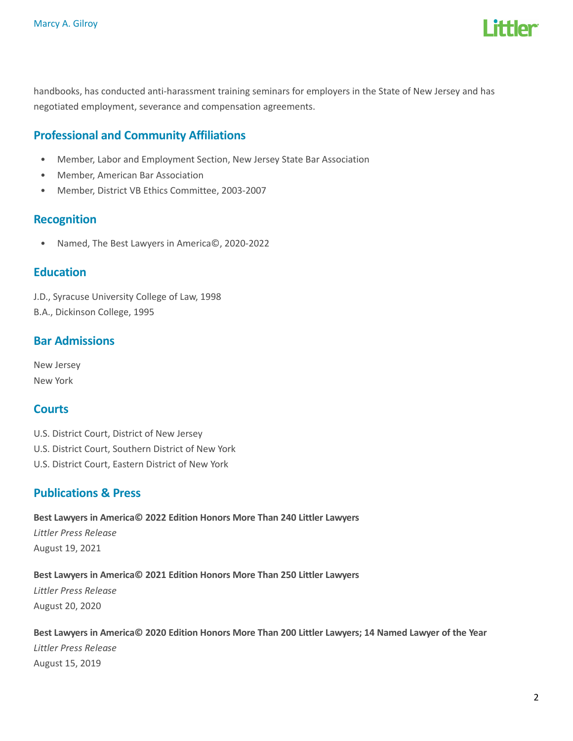handbooks, has conducted anti-harassment training seminars for employers in the State of New Jersey and has negotiated employment, severance and compensation agreements.

## Professional and Community Affiliations

- Member, Labor and Employment Section, New Jersey State Bar Association
- Member, American Bar Association
- Member, District VB Ethics Committee, 2003-2007

## Recognition

- Named, The Best Lawyers in America©, 2020-2022

## Education

J.D., Syracuse University College of Law, 1998
B.A., Dickinson College, 1995

## Bar Admissions

New Jersey
New York

## Courts

U.S. District Court, District of New Jersey
U.S. District Court, Southern District of New York
U.S. District Court, Eastern District of New York

## Publications & Press

**Best Lawyers in America© 2022 Edition Honors More Than 240 Littler Lawyers**
*Littler Press Release*
August 19, 2021

**Best Lawyers in America© 2021 Edition Honors More Than 250 Littler Lawyers**
*Littler Press Release*
August 20, 2020

**Best Lawyers in America© 2020 Edition Honors More Than 200 Littler Lawyers; 14 Named Lawyer of the Year**
*Littler Press Release*
August 15, 2019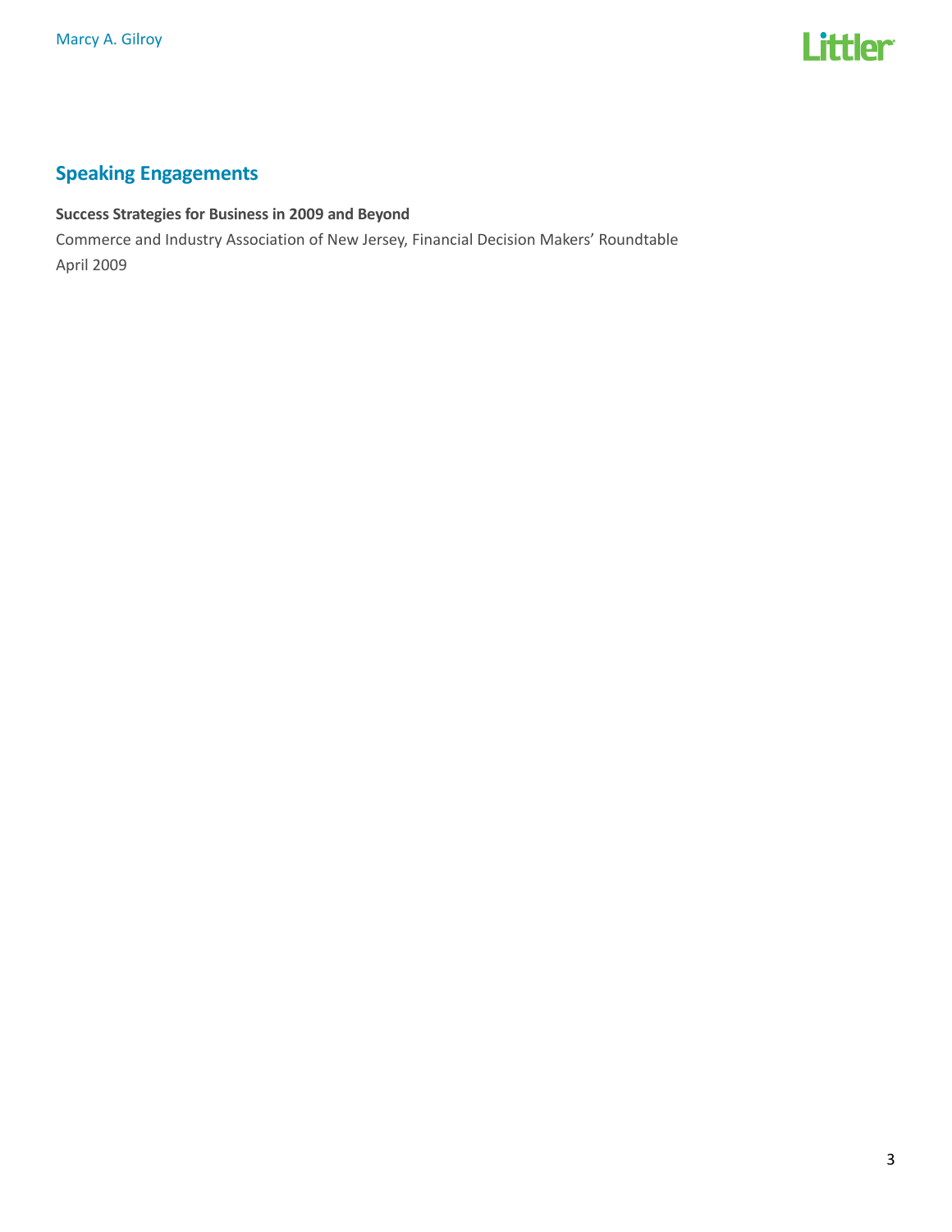## Speaking Engagements

**Success Strategies for Business in 2009 and Beyond**

Commerce and Industry Association of New Jersey, Financial Decision Makers' Roundtable

April 2009